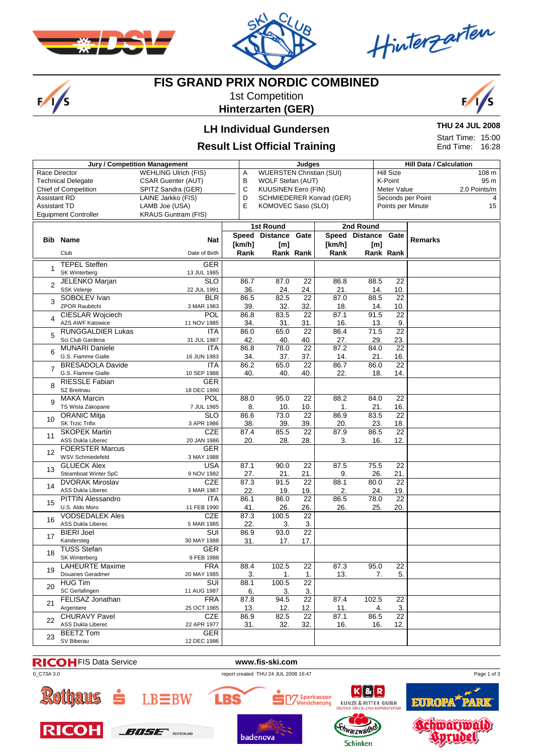# FIS GRAND PRIX NORDIC COMBINED

1st Competition

**Hinterzarten (GER)**

## LH Individual Gundersen

## Result List Official Training

**THU 24 JUL 2008**

Start Time: 15:00

End Time: 16:28

| Jury / Competition Management | | Judges | | Hill Data / Calculation | |
|---|---|---|---|---|---|
| Race Director | WEHLING Ulrich (FIS) | A | WUERSTEN Christian (SUI) | Hill Size | 108 m |
| Technical Delegate | CSAR Guenter (AUT) | B | WOLF Stefan (AUT) | K-Point | 95 m |
| Chief of Competition | SPITZ Sandra (GER) | C | KUUSINEN Eero (FIN) | Meter Value | 2.0 Points/m |
| Assistant RD | LAINE Jarkko (FIS) | D | SCHMIEDERER Konrad (GER) | Seconds per Point | 4 |
| Assistant TD | LAMB Joe (USA) | E | KOMOVEC Saso (SLO) | Points per Minute | 15 |
| Equipment Controller | KRAUS Guntram (FIS) | | | | |

| Bib | Name / Club | Nat / Date of Birth | 1st Round Speed [km/h] / Rank | 1st Round Distance [m] / Rank | 1st Round Gate / Rank | 2nd Round Speed [km/h] / Rank | 2nd Round Distance [m] / Rank | 2nd Round Gate / Rank | Remarks |
|---|---|---|---|---|---|---|---|---|---|
| 1 | TEPEL Steffen / SK Winterberg | GER / 13 JUL 1985 | | | | | | | |
| 2 | JELENKO Marjan / SSK Velenje | SLO / 22 JUL 1991 | 86.7 / 36. | 87.0 / 24. | 22 / 24. | 86.8 / 21. | 88.5 / 14. | 22 / 10. | |
| 3 | SOBOLEV Ivan / ZPOR Raubitchi | BLR / 3 MAR 1983 | 86.5 / 39. | 82.5 / 32. | 22 / 32. | 87.0 / 18. | 88.5 / 14. | 22 / 10. | |
| 4 | CIESLAR Wojciech / AZS AWF Katowice | POL / 11 NOV 1985 | 86.8 / 34. | 83.5 / 31. | 22 / 31. | 87.1 / 16. | 91.5 / 13. | 22 / 9. | |
| 5 | RUNGGALDIER Lukas / Sci Club Gardena | ITA / 31 JUL 1987 | 86.0 / 42. | 65.0 / 40. | 22 / 40. | 86.4 / 27. | 71.5 / 29. | 22 / 23. | |
| 6 | MUNARI Daniele / G.S. Fiamme Gialle | ITA / 16 JUN 1983 | 86.8 / 34. | 78.0 / 37. | 22 / 37. | 87.2 / 14. | 84.0 / 21. | 22 / 16. | |
| 7 | BRESADOLA Davide / G.S. Fiamme Gialle | ITA / 10 SEP 1988 | 86.2 / 40. | 65.0 / 40. | 22 / 40. | 86.7 / 22. | 86.0 / 18. | 22 / 14. | |
| 8 | RIESSLE Fabian / SZ Breitnau | GER / 18 DEC 1990 | | | | | | | |
| 9 | MAKA Marcin / TS Wisla Zakopane | POL / 7 JUL 1985 | 88.0 / 8. | 95.0 / 10. | 22 / 10. | 88.2 / 1. | 84.0 / 21. | 22 / 16. | |
| 10 | ORANIC Mitja / SK Trzic Trifix | SLO / 3 APR 1986 | 86.6 / 38. | 73.0 / 39. | 22 / 39. | 86.9 / 20. | 83.5 / 23. | 22 / 18. | |
| 11 | SKOPEK Martin / ASS Dukla Liberec | CZE / 20 JAN 1986 | 87.4 / 20. | 85.5 / 28. | 22 / 28. | 87.9 / 3. | 86.5 / 16. | 22 / 12. | |
| 12 | FOERSTER Marcus / WSV Schmiedefeld | GER / 3 MAY 1988 | | | | | | | |
| 13 | GLUECK Alex / Steamboat Winter SpC | USA / 9 NOV 1982 | 87.1 / 27. | 90.0 / 21. | 22 / 21. | 87.5 / 9. | 75.5 / 26. | 22 / 21. | |
| 14 | DVORAK Miroslav / ASS Dukla Liberec | CZE / 3 MAR 1987 | 87.3 / 22. | 91.5 / 19. | 22 / 19. | 88.1 / 2. | 80.0 / 24. | 22 / 19. | |
| 15 | PITTIN Alessandro / U.S. Aldo Moro | ITA / 11 FEB 1990 | 86.1 / 41. | 86.0 / 26. | 22 / 26. | 86.5 / 26. | 78.0 / 25. | 22 / 20. | |
| 16 | VODSEDALEK Ales / ASS Dukla Liberec | CZE / 5 MAR 1985 | 87.3 / 22. | 100.5 / 3. | 22 / 3. | | | | |
| 17 | BIERI Joel / Kandersteg | SUI / 30 MAY 1988 | 86.9 / 31. | 93.0 / 17. | 22 / 17. | | | | |
| 18 | TUSS Stefan / SK Winterberg | GER / 9 FEB 1988 | | | | | | | |
| 19 | LAHEURTE Maxime / Douanes Geradmer | FRA / 20 MAY 1985 | 88.4 / 3. | 102.5 / 1. | 22 / 1. | 87.3 / 13. | 95.0 / 7. | 22 / 5. | |
| 20 | HUG Tim / SC Gerlafingen | SUI / 11 AUG 1987 | 88.1 / 6. | 100.5 / 3. | 22 / 3. | | | | |
| 21 | FELISAZ Jonathan / Argentiere | FRA / 25 OCT 1985 | 87.8 / 13. | 94.5 / 12. | 22 / 12. | 87.4 / 11. | 102.5 / 4. | 22 / 3. | |
| 22 | CHURAVY Pavel / ASS Dukla Liberec | CZE / 22 APR 1977 | 86.9 / 31. | 82.5 / 32. | 22 / 32. | 87.1 / 16. | 86.5 / 16. | 22 / 12. | |
| 23 | BEETZ Tom / SV Biberau | GER / 12 DEC 1986 | | | | | | | |

RICOH FIS Data Service www.fis-ski.com

0_C73A 3.0 report created THU 24 JUL 2008 16:47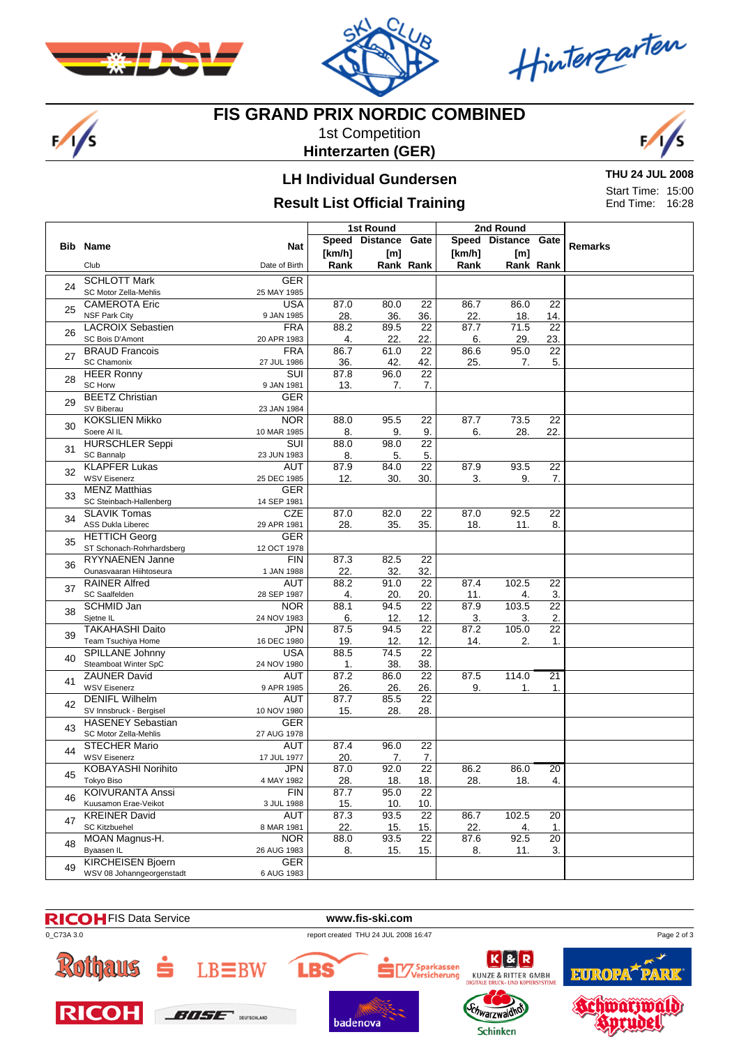# FIS GRAND PRIX NORDIC COMBINED

1st Competition

**Hinterzarten (GER)**

## LH Individual Gundersen

## Result List Official Training

**THU 24 JUL 2008**

Start Time: 15:00

End Time: 16:28

| Bib | Name / Club | Nat / Date of Birth | 1st Round Speed [km/h] Rank | 1st Round Distance [m] Rank | 1st Round Gate Rank | 2nd Round Speed [km/h] Rank | 2nd Round Distance [m] Rank | 2nd Round Gate Rank | Remarks |
|---|---|---|---|---|---|---|---|---|---|
| 24 | SCHLOTT Mark<br>SC Motor Zella-Mehlis | GER<br>25 MAY 1985 | | | | | | | |
| 25 | CAMEROTA Eric<br>NSF Park City | USA<br>9 JAN 1985 | 87.0<br>28. | 80.0<br>36. | 22<br>36. | 86.7<br>22. | 86.0<br>18. | 22<br>14. | |
| 26 | LACROIX Sebastien<br>SC Bois D'Amont | FRA<br>20 APR 1983 | 88.2<br>4. | 89.5<br>22. | 22<br>22. | 87.7<br>6. | 71.5<br>29. | 22<br>23. | |
| 27 | BRAUD Francois<br>SC Chamonix | FRA<br>27 JUL 1986 | 86.7<br>36. | 61.0<br>42. | 22<br>42. | 86.6<br>25. | 95.0<br>7. | 22<br>5. | |
| 28 | HEER Ronny<br>SC Horw | SUI<br>9 JAN 1981 | 87.8<br>13. | 96.0<br>7. | 22<br>7. | | | | |
| 29 | BEETZ Christian<br>SV Biberau | GER<br>23 JAN 1984 | | | | | | | |
| 30 | KOKSLIEN Mikko<br>Soere Al IL | NOR<br>10 MAR 1985 | 88.0<br>8. | 95.5<br>9. | 22<br>9. | 87.7<br>6. | 73.5<br>28. | 22<br>22. | |
| 31 | HURSCHLER Seppi<br>SC Bannalp | SUI<br>23 JUN 1983 | 88.0<br>8. | 98.0<br>5. | 22<br>5. | | | | |
| 32 | KLAPFER Lukas<br>WSV Eisenerz | AUT<br>25 DEC 1985 | 87.9<br>12. | 84.0<br>30. | 22<br>30. | 87.9<br>3. | 93.5<br>9. | 22<br>7. | |
| 33 | MENZ Matthias<br>SC Steinbach-Hallenberg | GER<br>14 SEP 1981 | | | | | | | |
| 34 | SLAVIK Tomas<br>ASS Dukla Liberec | CZE<br>29 APR 1981 | 87.0<br>28. | 82.0<br>35. | 22<br>35. | 87.0<br>18. | 92.5<br>11. | 22<br>8. | |
| 35 | HETTICH Georg<br>ST Schonach-Rohrhardsberg | GER<br>12 OCT 1978 | | | | | | | |
| 36 | RYYNAENEN Janne<br>Ounasvaaran Hiihtoseura | FIN<br>1 JAN 1988 | 87.3<br>22. | 82.5<br>32. | 22<br>32. | | | | |
| 37 | RAINER Alfred<br>SC Saalfelden | AUT<br>28 SEP 1987 | 88.2<br>4. | 91.0<br>20. | 22<br>20. | 87.4<br>11. | 102.5<br>4. | 22<br>3. | |
| 38 | SCHMID Jan<br>Sjetne IL | NOR<br>24 NOV 1983 | 88.1<br>6. | 94.5<br>12. | 22<br>12. | 87.9<br>3. | 103.5<br>3. | 22<br>2. | |
| 39 | TAKAHASHI Daito<br>Team Tsuchiya Home | JPN<br>16 DEC 1980 | 87.5<br>19. | 94.5<br>12. | 22<br>12. | 87.2<br>14. | 105.0<br>2. | 22<br>1. | |
| 40 | SPILLANE Johnny<br>Steamboat Winter SpC | USA<br>24 NOV 1980 | 88.5<br>1. | 74.5<br>38. | 22<br>38. | | | | |
| 41 | ZAUNER David<br>WSV Eisenerz | AUT<br>9 APR 1985 | 87.2<br>26. | 86.0<br>26. | 22<br>26. | 87.5<br>9. | 114.0<br>1. | 21<br>1. | |
| 42 | DENIFL Wilhelm<br>SV Innsbruck - Bergisel | AUT<br>10 NOV 1980 | 87.7<br>15. | 85.5<br>28. | 22<br>28. | | | | |
| 43 | HASENEY Sebastian<br>SC Motor Zella-Mehlis | GER<br>27 AUG 1978 | | | | | | | |
| 44 | STECHER Mario<br>WSV Eisenerz | AUT<br>17 JUL 1977 | 87.4<br>20. | 96.0<br>7. | 22<br>7. | | | | |
| 45 | KOBAYASHI Norihito<br>Tokyo Biso | JPN<br>4 MAY 1982 | 87.0<br>28. | 92.0<br>18. | 22<br>18. | 86.2<br>28. | 86.0<br>18. | 20<br>4. | |
| 46 | KOIVURANTA Anssi<br>Kuusamon Erae-Veikot | FIN<br>3 JUL 1988 | 87.7<br>15. | 95.0<br>10. | 22<br>10. | | | | |
| 47 | KREINER David<br>SC Kitzbuehel | AUT<br>8 MAR 1984 | 87.3<br>22. | 93.5<br>15. | 22<br>15. | 86.7<br>22. | 102.5<br>4. | 20<br>1. | |
| 48 | MOAN Magnus-H.<br>Byaasen IL | NOR<br>26 AUG 1983 | 88.0<br>8. | 93.5<br>15. | 22<br>15. | 87.6<br>8. | 92.5<br>11. | 20<br>3. | |
| 49 | KIRCHEISEN Bjoern<br>WSV 08 Johanngeorgenstadt | GER<br>6 AUG 1983 | | | | | | | |

RICOH FIS Data Service www.fis-ski.com

0_C73A 3.0 report created THU 24 JUL 2008 16:47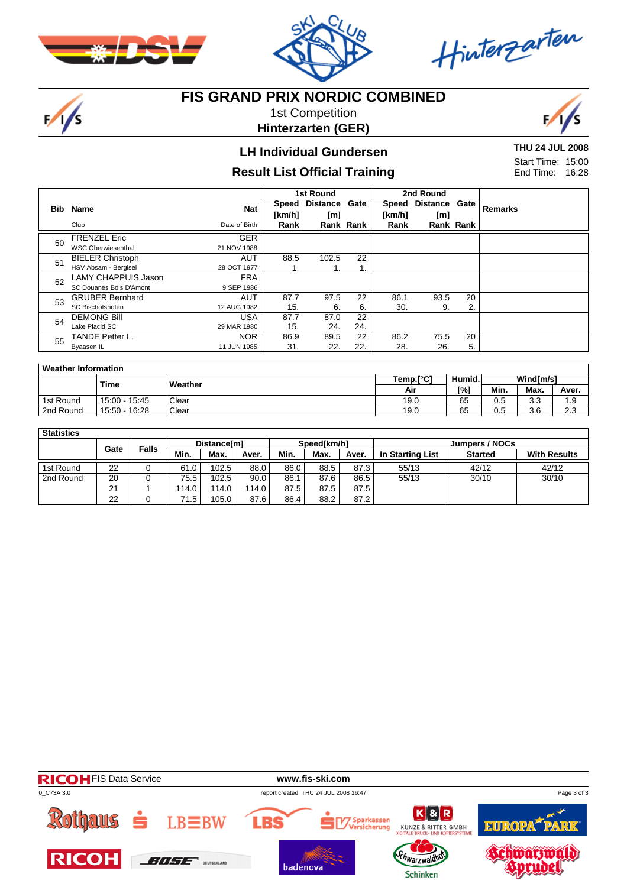# FIS GRAND PRIX NORDIC COMBINED

1st Competition

**Hinterzarten (GER)**

## LH Individual Gundersen

## Result List Official Training

**THU 24 JUL 2008**

Start Time: 15:00

End Time: 16:28

| Bib | Name / Club | Nat / Date of Birth | 1st Round Speed [km/h] Rank | 1st Round Distance [m] Rank | 1st Round Gate Rank | 2nd Round Speed [km/h] Rank | 2nd Round Distance [m] Rank | 2nd Round Gate Rank | Remarks |
|---|---|---|---|---|---|---|---|---|---|
| 50 | FRENZEL Eric<br>WSC Oberwiesenthal | GER<br>21 NOV 1988 | | | | | | | |
| 51 | BIELER Christoph<br>HSV Absam - Bergisel | AUT<br>28 OCT 1977 | 88.5<br>1. | 102.5<br>1. | 22<br>1. | | | | |
| 52 | LAMY CHAPPUIS Jason<br>SC Douanes Bois D'Amont | FRA<br>9 SEP 1986 | | | | | | | |
| 53 | GRUBER Bernhard<br>SC Bischofshofen | AUT<br>12 AUG 1982 | 87.7<br>15. | 97.5<br>6. | 22<br>6. | 86.1<br>30. | 93.5<br>9. | 20<br>2. | |
| 54 | DEMONG Bill<br>Lake Placid SC | USA<br>29 MAR 1980 | 87.7<br>15. | 87.0<br>24. | 22<br>24. | | | | |
| 55 | TANDE Petter L.<br>Byaasen IL | NOR<br>11 JUN 1985 | 86.9<br>31. | 89.5<br>22. | 22<br>22. | 86.2<br>28. | 75.5<br>26. | 20<br>5. | |

**Weather Information**

| | Time | Weather | Temp.[°C] Air | Humid. [%] | Wind[m/s] Min. | Wind[m/s] Max. | Wind[m/s] Aver. |
|---|---|---|---|---|---|---|---|
| 1st Round | 15:00 - 15:45 | Clear | 19.0 | 65 | 0.5 | 3.3 | 1.9 |
| 2nd Round | 15:50 - 16:28 | Clear | 19.0 | 65 | 0.5 | 3.6 | 2.3 |

**Statistics**

| | Gate | Falls | Distance[m] Min. | Distance[m] Max. | Distance[m] Aver. | Speed[km/h] Min. | Speed[km/h] Max. | Speed[km/h] Aver. | Jumpers / NOCs In Starting List | Jumpers / NOCs Started | Jumpers / NOCs With Results |
|---|---|---|---|---|---|---|---|---|---|---|---|
| 1st Round | 22 | 0 | 61.0 | 102.5 | 88.0 | 86.0 | 88.5 | 87.3 | 55/13 | 42/12 | 42/12 |
| 2nd Round | 20 | 0 | 75.5 | 102.5 | 90.0 | 86.1 | 87.6 | 86.5 | 55/13 | 30/10 | 30/10 |
| | 21 | 1 | 114.0 | 114.0 | 114.0 | 87.5 | 87.5 | 87.5 | | | |
| | 22 | 0 | 71.5 | 105.0 | 87.6 | 86.4 | 88.2 | 87.2 | | | |

RICOH FIS Data Service — www.fis-ski.com

0_C73A 3.0 — report created THU 24 JUL 2008 16:47